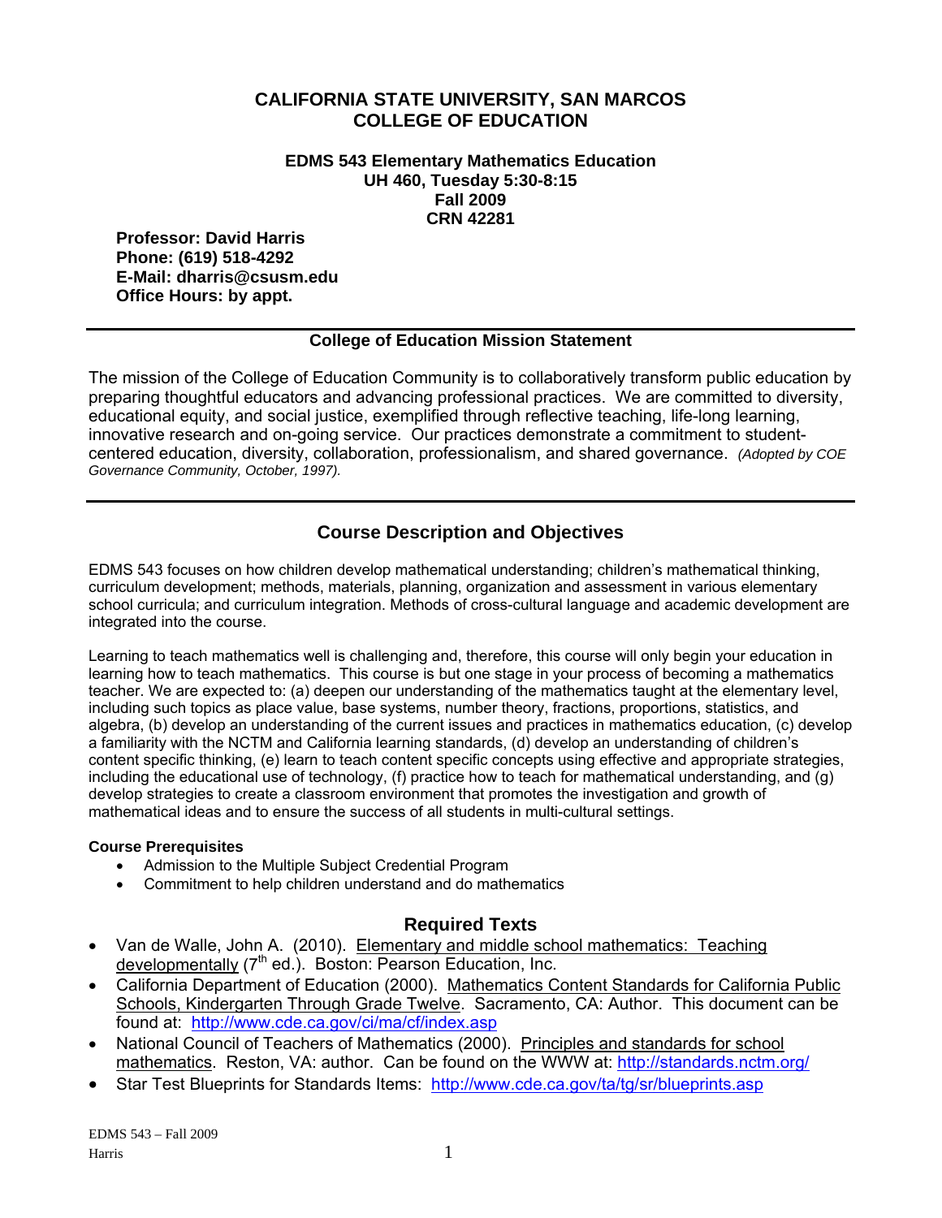# CALIFORNIA STATE UNIVERSITY, SAN MARCOS
# COLLEGE OF EDUCATION

**EDMS 543 Elementary Mathematics Education**
**UH 460, Tuesday 5:30-8:15**
**Fall 2009**
**CRN 42281**

**Professor: David Harris**
**Phone: (619) 518-4292**
**E-Mail: dharris@csusm.edu**
**Office Hours: by appt.**

---

### College of Education Mission Statement

The mission of the College of Education Community is to collaboratively transform public education by preparing thoughtful educators and advancing professional practices. We are committed to diversity, educational equity, and social justice, exemplified through reflective teaching, life-long learning, innovative research and on-going service. Our practices demonstrate a commitment to student-centered education, diversity, collaboration, professionalism, and shared governance. *(Adopted by COE Governance Community, October, 1997).*

---

## Course Description and Objectives

EDMS 543 focuses on how children develop mathematical understanding; children's mathematical thinking, curriculum development; methods, materials, planning, organization and assessment in various elementary school curricula; and curriculum integration. Methods of cross-cultural language and academic development are integrated into the course.

Learning to teach mathematics well is challenging and, therefore, this course will only begin your education in learning how to teach mathematics. This course is but one stage in your process of becoming a mathematics teacher. We are expected to: (a) deepen our understanding of the mathematics taught at the elementary level, including such topics as place value, base systems, number theory, fractions, proportions, statistics, and algebra, (b) develop an understanding of the current issues and practices in mathematics education, (c) develop a familiarity with the NCTM and California learning standards, (d) develop an understanding of children's content specific thinking, (e) learn to teach content specific concepts using effective and appropriate strategies, including the educational use of technology, (f) practice how to teach for mathematical understanding, and (g) develop strategies to create a classroom environment that promotes the investigation and growth of mathematical ideas and to ensure the success of all students in multi-cultural settings.

#### Course Prerequisites

- Admission to the Multiple Subject Credential Program
- Commitment to help children understand and do mathematics

## Required Texts

- Van de Walle, John A. (2010). Elementary and middle school mathematics: Teaching developmentally (7th ed.). Boston: Pearson Education, Inc.
- California Department of Education (2000). Mathematics Content Standards for California Public Schools, Kindergarten Through Grade Twelve. Sacramento, CA: Author. This document can be found at: http://www.cde.ca.gov/ci/ma/cf/index.asp
- National Council of Teachers of Mathematics (2000). Principles and standards for school mathematics. Reston, VA: author. Can be found on the WWW at: http://standards.nctm.org/
- Star Test Blueprints for Standards Items: http://www.cde.ca.gov/ta/tg/sr/blueprints.asp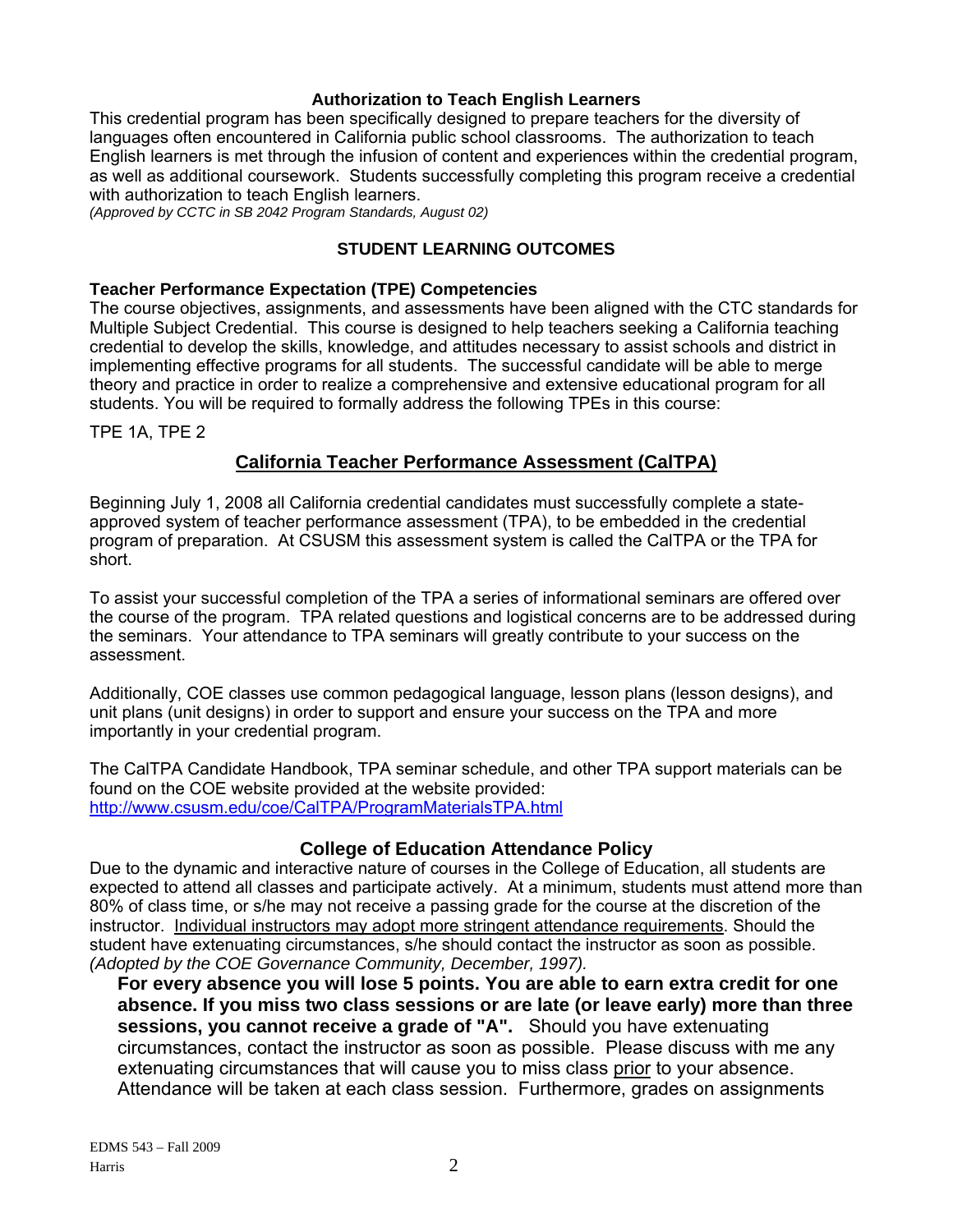### Authorization to Teach English Learners

This credential program has been specifically designed to prepare teachers for the diversity of languages often encountered in California public school classrooms. The authorization to teach English learners is met through the infusion of content and experiences within the credential program, as well as additional coursework. Students successfully completing this program receive a credential with authorization to teach English learners.
*(Approved by CCTC in SB 2042 Program Standards, August 02)*

## STUDENT LEARNING OUTCOMES

### Teacher Performance Expectation (TPE) Competencies

The course objectives, assignments, and assessments have been aligned with the CTC standards for Multiple Subject Credential. This course is designed to help teachers seeking a California teaching credential to develop the skills, knowledge, and attitudes necessary to assist schools and district in implementing effective programs for all students. The successful candidate will be able to merge theory and practice in order to realize a comprehensive and extensive educational program for all students. You will be required to formally address the following TPEs in this course:

TPE 1A, TPE 2

## California Teacher Performance Assessment (CalTPA)

Beginning July 1, 2008 all California credential candidates must successfully complete a state-approved system of teacher performance assessment (TPA), to be embedded in the credential program of preparation. At CSUSM this assessment system is called the CalTPA or the TPA for short.

To assist your successful completion of the TPA a series of informational seminars are offered over the course of the program. TPA related questions and logistical concerns are to be addressed during the seminars. Your attendance to TPA seminars will greatly contribute to your success on the assessment.

Additionally, COE classes use common pedagogical language, lesson plans (lesson designs), and unit plans (unit designs) in order to support and ensure your success on the TPA and more importantly in your credential program.

The CalTPA Candidate Handbook, TPA seminar schedule, and other TPA support materials can be found on the COE website provided at the website provided:
http://www.csusm.edu/coe/CalTPA/ProgramMaterialsTPA.html

### College of Education Attendance Policy

Due to the dynamic and interactive nature of courses in the College of Education, all students are expected to attend all classes and participate actively. At a minimum, students must attend more than 80% of class time, or s/he may not receive a passing grade for the course at the discretion of the instructor. Individual instructors may adopt more stringent attendance requirements. Should the student have extenuating circumstances, s/he should contact the instructor as soon as possible.
*(Adopted by the COE Governance Community, December, 1997).*

**For every absence you will lose 5 points. You are able to earn extra credit for one absence. If you miss two class sessions or are late (or leave early) more than three sessions, you cannot receive a grade of "A".** Should you have extenuating circumstances, contact the instructor as soon as possible. Please discuss with me any extenuating circumstances that will cause you to miss class prior to your absence. Attendance will be taken at each class session. Furthermore, grades on assignments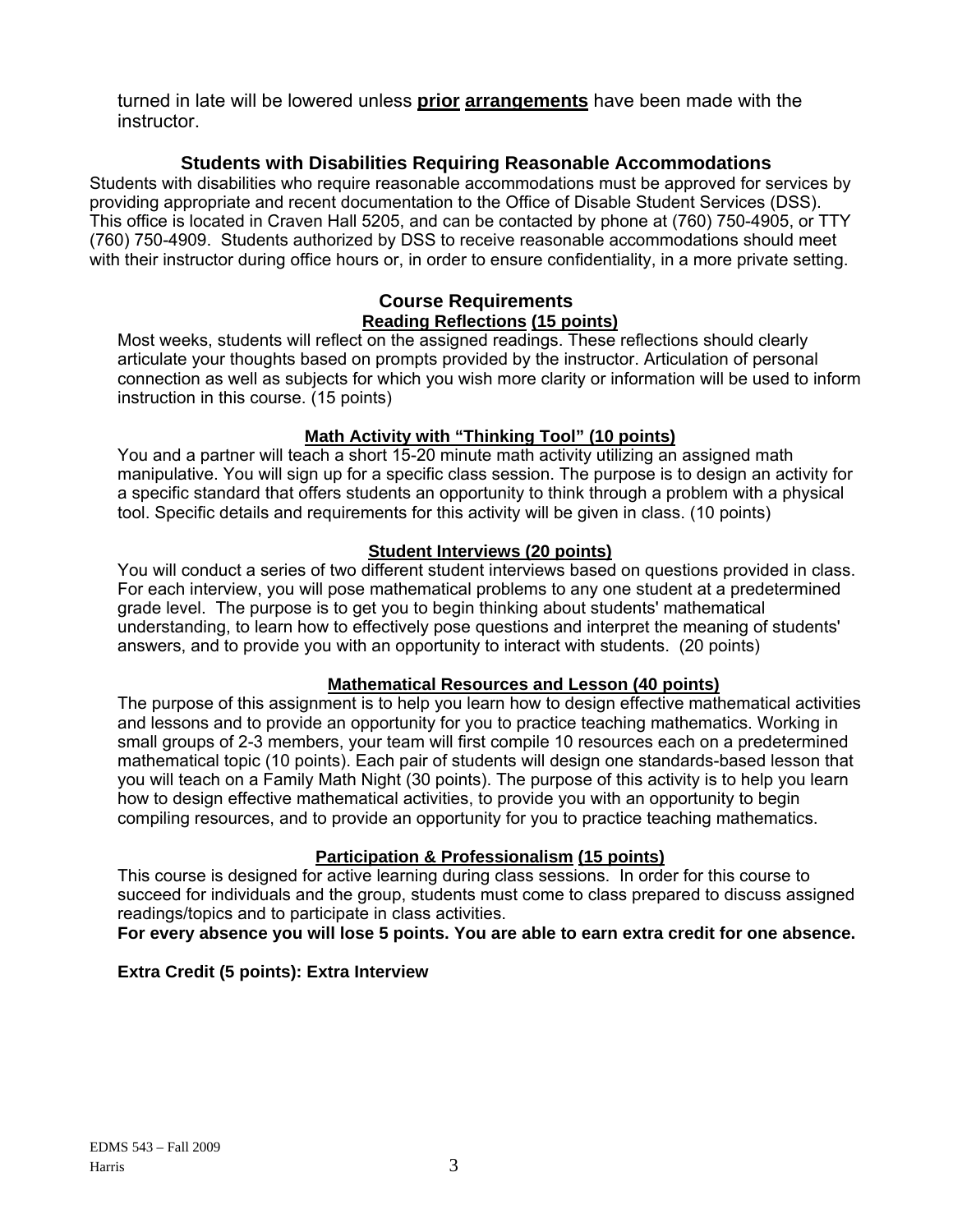turned in late will be lowered unless **prior arrangements** have been made with the instructor.

## Students with Disabilities Requiring Reasonable Accommodations

Students with disabilities who require reasonable accommodations must be approved for services by providing appropriate and recent documentation to the Office of Disable Student Services (DSS). This office is located in Craven Hall 5205, and can be contacted by phone at (760) 750-4905, or TTY (760) 750-4909. Students authorized by DSS to receive reasonable accommodations should meet with their instructor during office hours or, in order to ensure confidentiality, in a more private setting.

## Course Requirements

### Reading Reflections (15 points)

Most weeks, students will reflect on the assigned readings. These reflections should clearly articulate your thoughts based on prompts provided by the instructor. Articulation of personal connection as well as subjects for which you wish more clarity or information will be used to inform instruction in this course. (15 points)

### Math Activity with "Thinking Tool" (10 points)

You and a partner will teach a short 15-20 minute math activity utilizing an assigned math manipulative. You will sign up for a specific class session. The purpose is to design an activity for a specific standard that offers students an opportunity to think through a problem with a physical tool. Specific details and requirements for this activity will be given in class. (10 points)

### Student Interviews (20 points)

You will conduct a series of two different student interviews based on questions provided in class. For each interview, you will pose mathematical problems to any one student at a predetermined grade level. The purpose is to get you to begin thinking about students' mathematical understanding, to learn how to effectively pose questions and interpret the meaning of students' answers, and to provide you with an opportunity to interact with students. (20 points)

### Mathematical Resources and Lesson (40 points)

The purpose of this assignment is to help you learn how to design effective mathematical activities and lessons and to provide an opportunity for you to practice teaching mathematics. Working in small groups of 2-3 members, your team will first compile 10 resources each on a predetermined mathematical topic (10 points). Each pair of students will design one standards-based lesson that you will teach on a Family Math Night (30 points). The purpose of this activity is to help you learn how to design effective mathematical activities, to provide you with an opportunity to begin compiling resources, and to provide an opportunity for you to practice teaching mathematics.

### Participation & Professionalism (15 points)

This course is designed for active learning during class sessions. In order for this course to succeed for individuals and the group, students must come to class prepared to discuss assigned readings/topics and to participate in class activities.

**For every absence you will lose 5 points. You are able to earn extra credit for one absence.**

**Extra Credit (5 points): Extra Interview**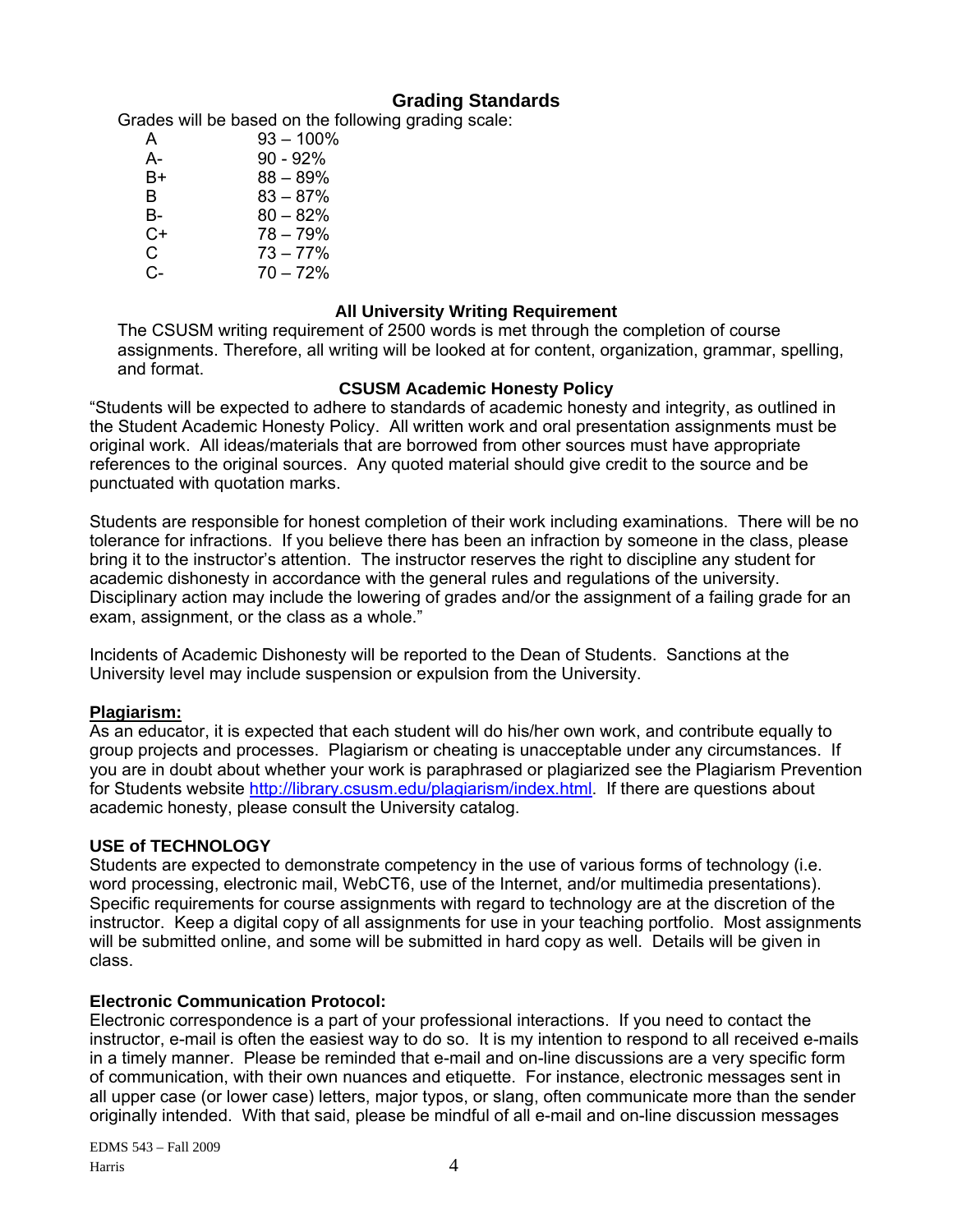## Grading Standards

Grades will be based on the following grading scale:

| | |
|---|---|
| A | 93 – 100% |
| A- | 90 - 92% |
| B+ | 88 – 89% |
| B | 83 – 87% |
| B- | 80 – 82% |
| C+ | 78 – 79% |
| C | 73 – 77% |
| C- | 70 – 72% |

### All University Writing Requirement

The CSUSM writing requirement of 2500 words is met through the completion of course assignments. Therefore, all writing will be looked at for content, organization, grammar, spelling, and format.

### CSUSM Academic Honesty Policy

"Students will be expected to adhere to standards of academic honesty and integrity, as outlined in the Student Academic Honesty Policy. All written work and oral presentation assignments must be original work. All ideas/materials that are borrowed from other sources must have appropriate references to the original sources. Any quoted material should give credit to the source and be punctuated with quotation marks.

Students are responsible for honest completion of their work including examinations. There will be no tolerance for infractions. If you believe there has been an infraction by someone in the class, please bring it to the instructor's attention. The instructor reserves the right to discipline any student for academic dishonesty in accordance with the general rules and regulations of the university. Disciplinary action may include the lowering of grades and/or the assignment of a failing grade for an exam, assignment, or the class as a whole."

Incidents of Academic Dishonesty will be reported to the Dean of Students. Sanctions at the University level may include suspension or expulsion from the University.

**Plagiarism:**

As an educator, it is expected that each student will do his/her own work, and contribute equally to group projects and processes. Plagiarism or cheating is unacceptable under any circumstances. If you are in doubt about whether your work is paraphrased or plagiarized see the Plagiarism Prevention for Students website http://library.csusm.edu/plagiarism/index.html. If there are questions about academic honesty, please consult the University catalog.

**USE of TECHNOLOGY**

Students are expected to demonstrate competency in the use of various forms of technology (i.e. word processing, electronic mail, WebCT6, use of the Internet, and/or multimedia presentations). Specific requirements for course assignments with regard to technology are at the discretion of the instructor. Keep a digital copy of all assignments for use in your teaching portfolio. Most assignments will be submitted online, and some will be submitted in hard copy as well. Details will be given in class.

**Electronic Communication Protocol:**

Electronic correspondence is a part of your professional interactions. If you need to contact the instructor, e-mail is often the easiest way to do so. It is my intention to respond to all received e-mails in a timely manner. Please be reminded that e-mail and on-line discussions are a very specific form of communication, with their own nuances and etiquette. For instance, electronic messages sent in all upper case (or lower case) letters, major typos, or slang, often communicate more than the sender originally intended. With that said, please be mindful of all e-mail and on-line discussion messages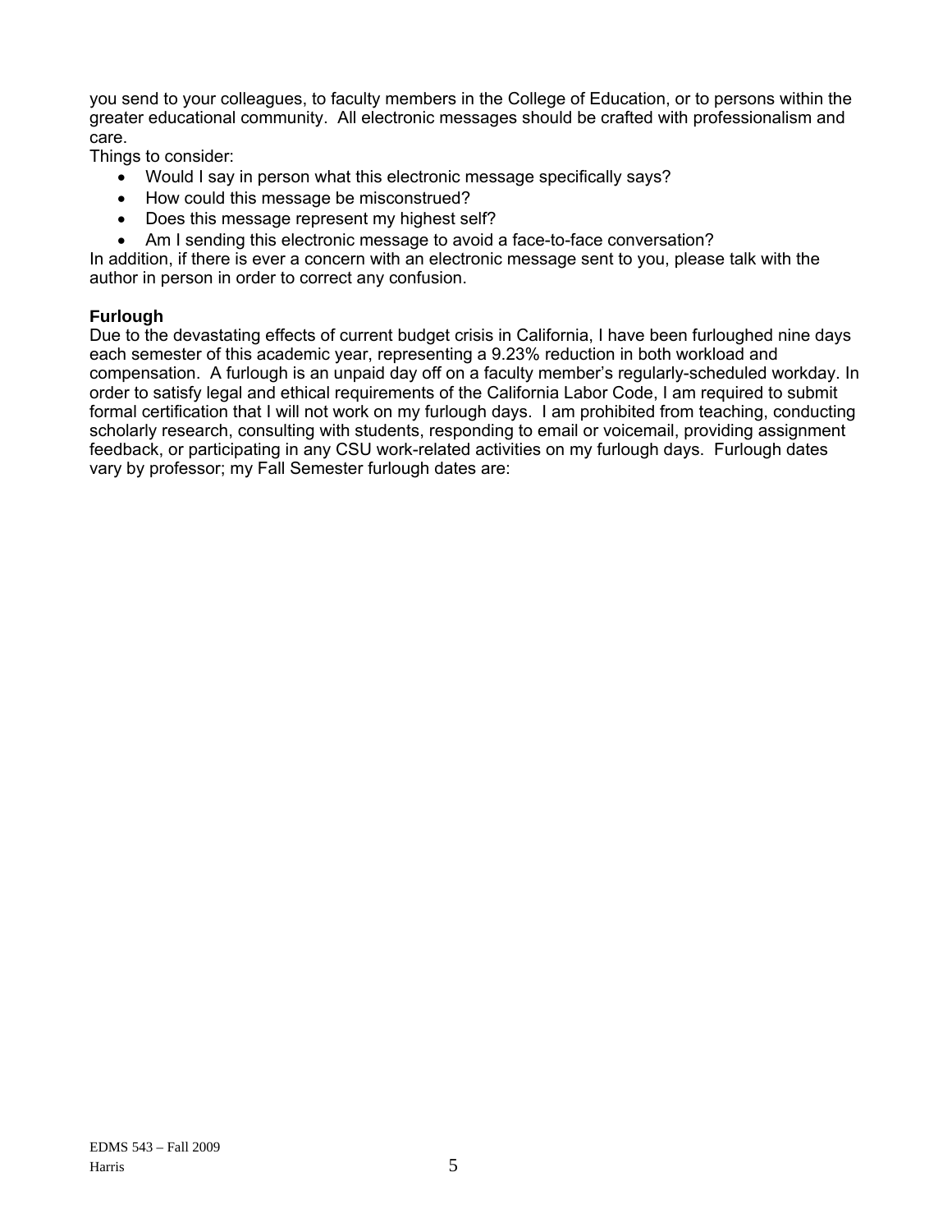you send to your colleagues, to faculty members in the College of Education, or to persons within the greater educational community. All electronic messages should be crafted with professionalism and care.

Things to consider:

- Would I say in person what this electronic message specifically says?
- How could this message be misconstrued?
- Does this message represent my highest self?
- Am I sending this electronic message to avoid a face-to-face conversation?

In addition, if there is ever a concern with an electronic message sent to you, please talk with the author in person in order to correct any confusion.

**Furlough**

Due to the devastating effects of current budget crisis in California, I have been furloughed nine days each semester of this academic year, representing a 9.23% reduction in both workload and compensation. A furlough is an unpaid day off on a faculty member's regularly-scheduled workday. In order to satisfy legal and ethical requirements of the California Labor Code, I am required to submit formal certification that I will not work on my furlough days. I am prohibited from teaching, conducting scholarly research, consulting with students, responding to email or voicemail, providing assignment feedback, or participating in any CSU work-related activities on my furlough days. Furlough dates vary by professor; my Fall Semester furlough dates are: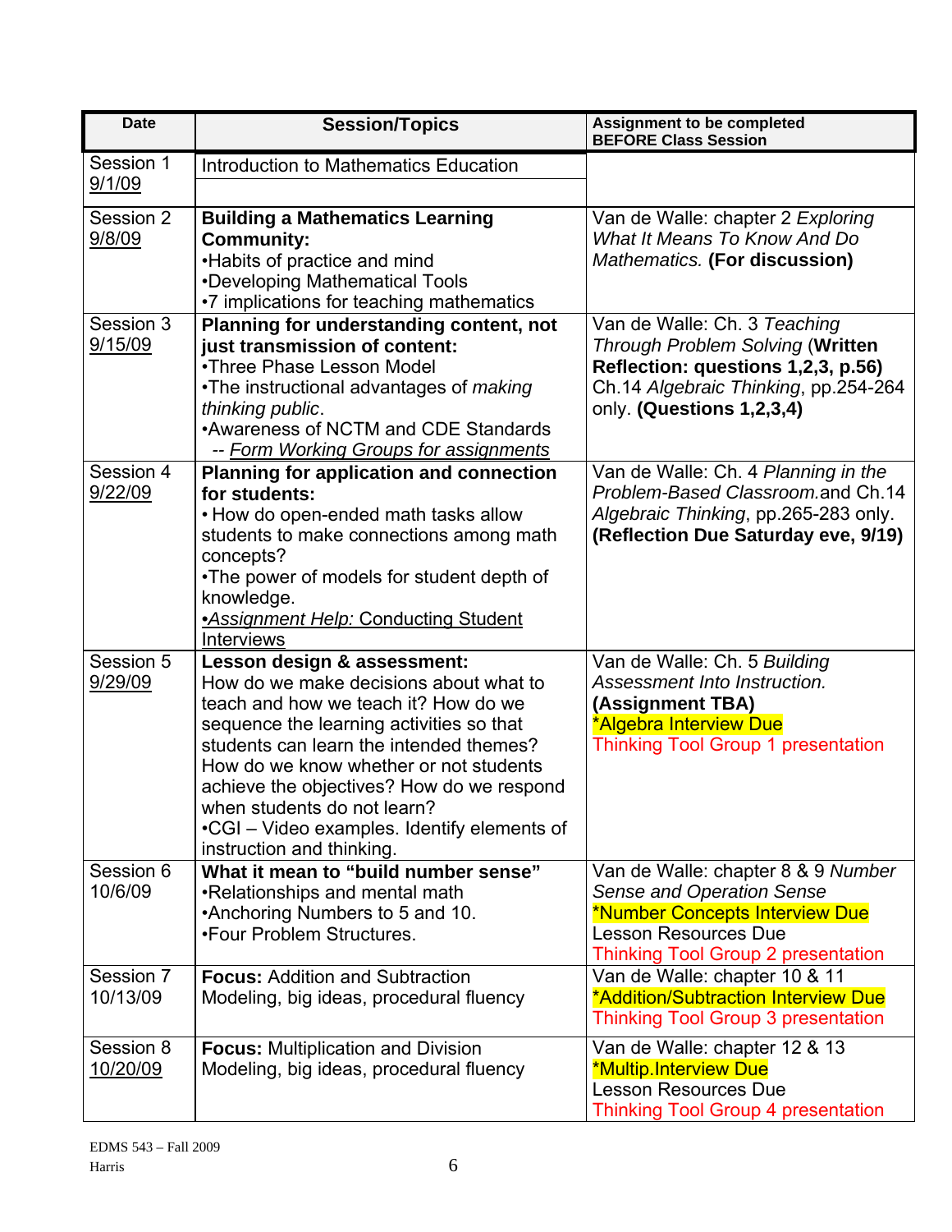| Date | Session/Topics | Assignment to be completed BEFORE Class Session |
|---|---|---|
| Session 1 9/1/09 | Introduction to Mathematics Education | |
| Session 2 9/8/09 | **Building a Mathematics Learning Community:** •Habits of practice and mind •Developing Mathematical Tools •7 implications for teaching mathematics | Van de Walle: chapter 2 *Exploring What It Means To Know And Do Mathematics.* **(For discussion)** |
| Session 3 9/15/09 | **Planning for understanding content, not just transmission of content:** •Three Phase Lesson Model •The instructional advantages of *making thinking public*. •Awareness of NCTM and CDE Standards -- *Form Working Groups for assignments* | Van de Walle: Ch. 3 *Teaching Through Problem Solving* (**Written Reflection: questions 1,2,3, p.56)** Ch.14 *Algebraic Thinking*, pp.254-264 only. **(Questions 1,2,3,4)** |
| Session 4 9/22/09 | **Planning for application and connection for students:** • How do open-ended math tasks allow students to make connections among math concepts? •The power of models for student depth of knowledge. •*Assignment Help:* Conducting Student Interviews | Van de Walle: Ch. 4 *Planning in the Problem-Based Classroom.*and Ch.14 *Algebraic Thinking*, pp.265-283 only. **(Reflection Due Saturday eve, 9/19)** |
| Session 5 9/29/09 | **Lesson design & assessment:** How do we make decisions about what to teach and how we teach it? How do we sequence the learning activities so that students can learn the intended themes? How do we know whether or not students achieve the objectives? How do we respond when students do not learn? •CGI – Video examples. Identify elements of instruction and thinking. | Van de Walle: Ch. 5 *Building Assessment Into Instruction.* **(Assignment TBA)** *Algebra Interview Due Thinking Tool Group 1 presentation |
| Session 6 10/6/09 | **What it mean to "build number sense"** •Relationships and mental math •Anchoring Numbers to 5 and 10. •Four Problem Structures. | Van de Walle: chapter 8 & 9 *Number Sense and Operation Sense* *Number Concepts Interview Due Lesson Resources Due Thinking Tool Group 2 presentation |
| Session 7 10/13/09 | **Focus:** Addition and Subtraction Modeling, big ideas, procedural fluency | Van de Walle: chapter 10 & 11 *Addition/Subtraction Interview Due Thinking Tool Group 3 presentation |
| Session 8 10/20/09 | **Focus:** Multiplication and Division Modeling, big ideas, procedural fluency | Van de Walle: chapter 12 & 13 *Multip.Interview Due Lesson Resources Due Thinking Tool Group 4 presentation |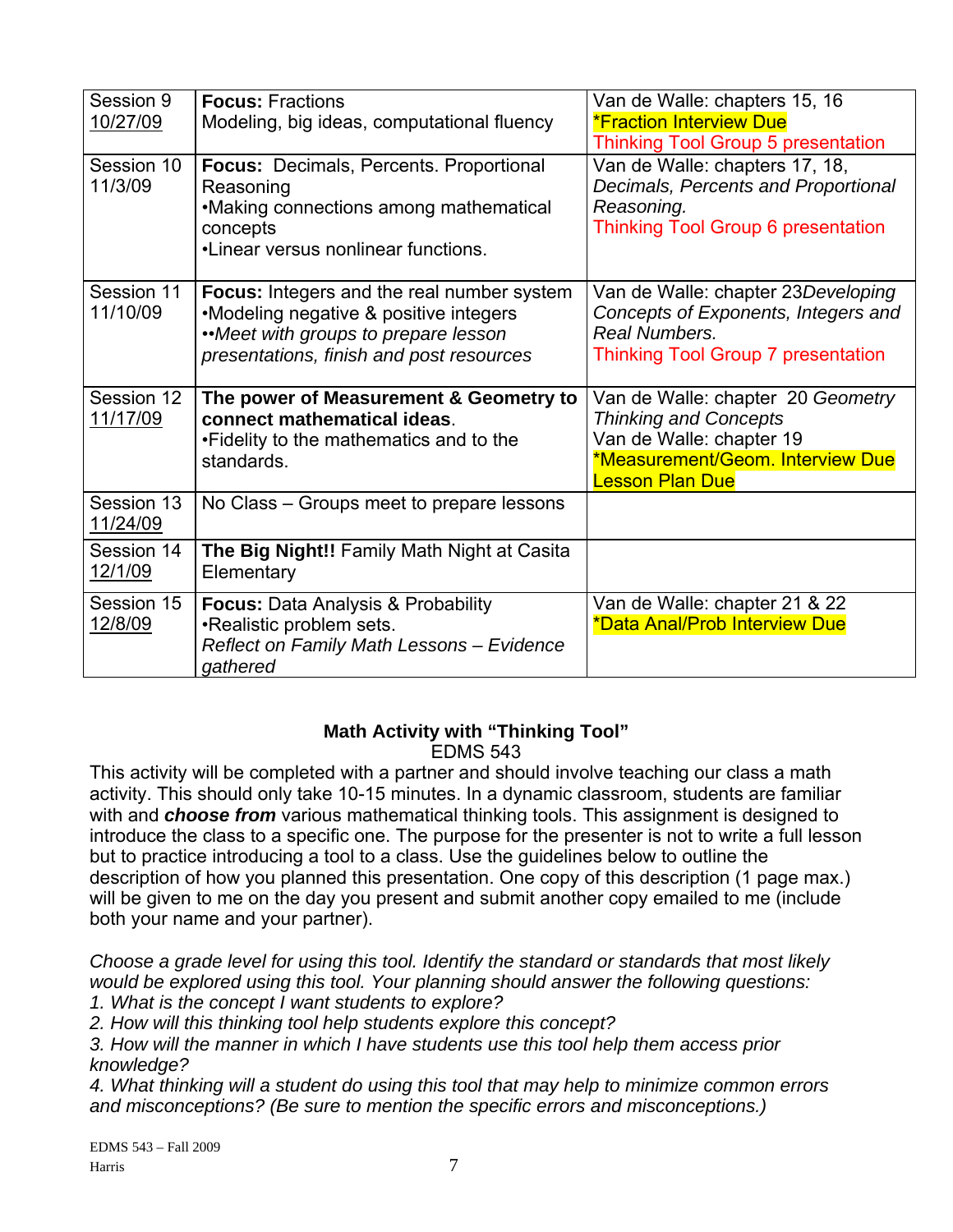| Session 9 10/27/09 | **Focus:** Fractions Modeling, big ideas, computational fluency | Van de Walle: chapters 15, 16 *Fraction Interview Due Thinking Tool Group 5 presentation |
|---|---|---|
| Session 10 11/3/09 | **Focus:** Decimals, Percents. Proportional Reasoning •Making connections among mathematical concepts •Linear versus nonlinear functions. | Van de Walle: chapters 17, 18, *Decimals, Percents and Proportional Reasoning.* Thinking Tool Group 6 presentation |
| Session 11 11/10/09 | **Focus:** Integers and the real number system •Modeling negative & positive integers ••*Meet with groups to prepare lesson presentations, finish and post resources* | Van de Walle: chapter 23*Developing Concepts of Exponents, Integers and Real Numbers.* Thinking Tool Group 7 presentation |
| Session 12 11/17/09 | **The power of Measurement & Geometry to connect mathematical ideas**. •Fidelity to the mathematics and to the standards. | Van de Walle: chapter 20 *Geometry Thinking and Concepts* Van de Walle: chapter 19 *Measurement/Geom. Interview Due Lesson Plan Due |
| Session 13 11/24/09 | No Class – Groups meet to prepare lessons | |
| Session 14 12/1/09 | **The Big Night!!** Family Math Night at Casita Elementary | |
| Session 15 12/8/09 | **Focus:** Data Analysis & Probability •Realistic problem sets. *Reflect on Family Math Lessons – Evidence gathered* | Van de Walle: chapter 21 & 22 *Data Anal/Prob Interview Due |

**Math Activity with "Thinking Tool"**
EDMS 543

This activity will be completed with a partner and should involve teaching our class a math activity. This should only take 10-15 minutes. In a dynamic classroom, students are familiar with and ***choose from*** various mathematical thinking tools. This assignment is designed to introduce the class to a specific one. The purpose for the presenter is not to write a full lesson but to practice introducing a tool to a class. Use the guidelines below to outline the description of how you planned this presentation. One copy of this description (1 page max.) will be given to me on the day you present and submit another copy emailed to me (include both your name and your partner).

*Choose a grade level for using this tool. Identify the standard or standards that most likely would be explored using this tool. Your planning should answer the following questions:*
*1. What is the concept I want students to explore?*
*2. How will this thinking tool help students explore this concept?*
*3. How will the manner in which I have students use this tool help them access prior knowledge?*
*4. What thinking will a student do using this tool that may help to minimize common errors and misconceptions? (Be sure to mention the specific errors and misconceptions.)*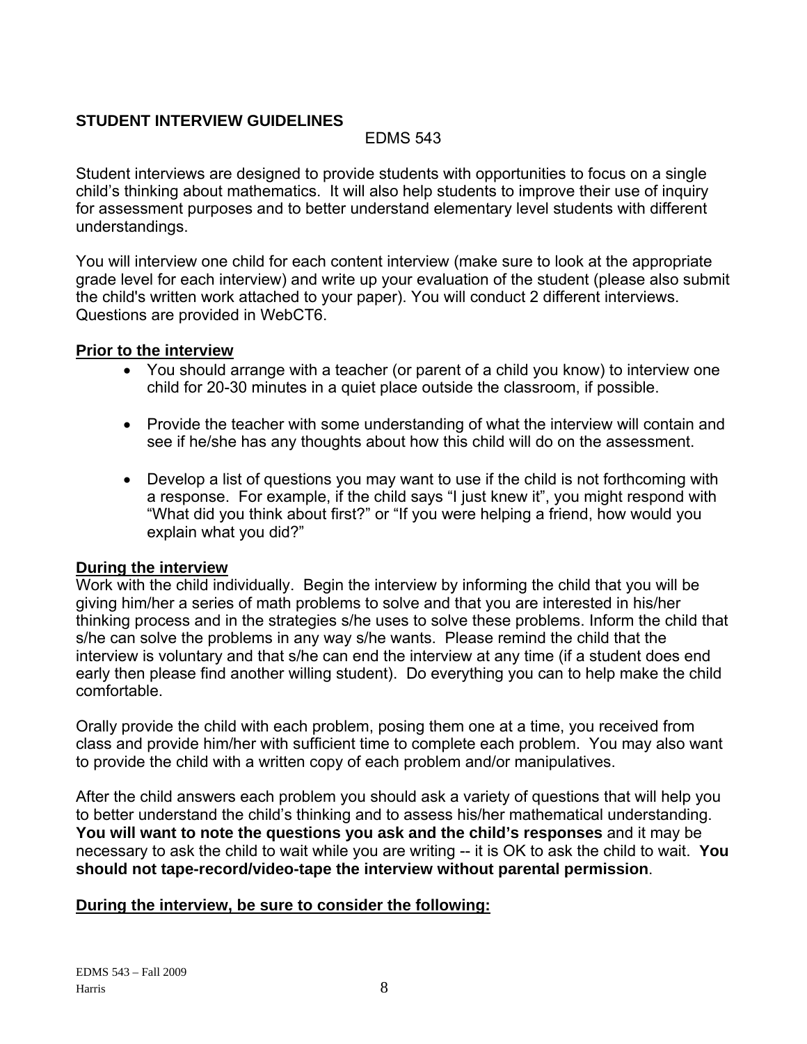## STUDENT INTERVIEW GUIDELINES

EDMS 543

Student interviews are designed to provide students with opportunities to focus on a single child's thinking about mathematics. It will also help students to improve their use of inquiry for assessment purposes and to better understand elementary level students with different understandings.

You will interview one child for each content interview (make sure to look at the appropriate grade level for each interview) and write up your evaluation of the student (please also submit the child's written work attached to your paper). You will conduct 2 different interviews. Questions are provided in WebCT6.

### Prior to the interview

- You should arrange with a teacher (or parent of a child you know) to interview one child for 20-30 minutes in a quiet place outside the classroom, if possible.
- Provide the teacher with some understanding of what the interview will contain and see if he/she has any thoughts about how this child will do on the assessment.
- Develop a list of questions you may want to use if the child is not forthcoming with a response. For example, if the child says "I just knew it", you might respond with "What did you think about first?" or "If you were helping a friend, how would you explain what you did?"

### During the interview

Work with the child individually. Begin the interview by informing the child that you will be giving him/her a series of math problems to solve and that you are interested in his/her thinking process and in the strategies s/he uses to solve these problems. Inform the child that s/he can solve the problems in any way s/he wants. Please remind the child that the interview is voluntary and that s/he can end the interview at any time (if a student does end early then please find another willing student). Do everything you can to help make the child comfortable.

Orally provide the child with each problem, posing them one at a time, you received from class and provide him/her with sufficient time to complete each problem. You may also want to provide the child with a written copy of each problem and/or manipulatives.

After the child answers each problem you should ask a variety of questions that will help you to better understand the child's thinking and to assess his/her mathematical understanding. **You will want to note the questions you ask and the child's responses** and it may be necessary to ask the child to wait while you are writing -- it is OK to ask the child to wait. **You should not tape-record/video-tape the interview without parental permission**.

### During the interview, be sure to consider the following: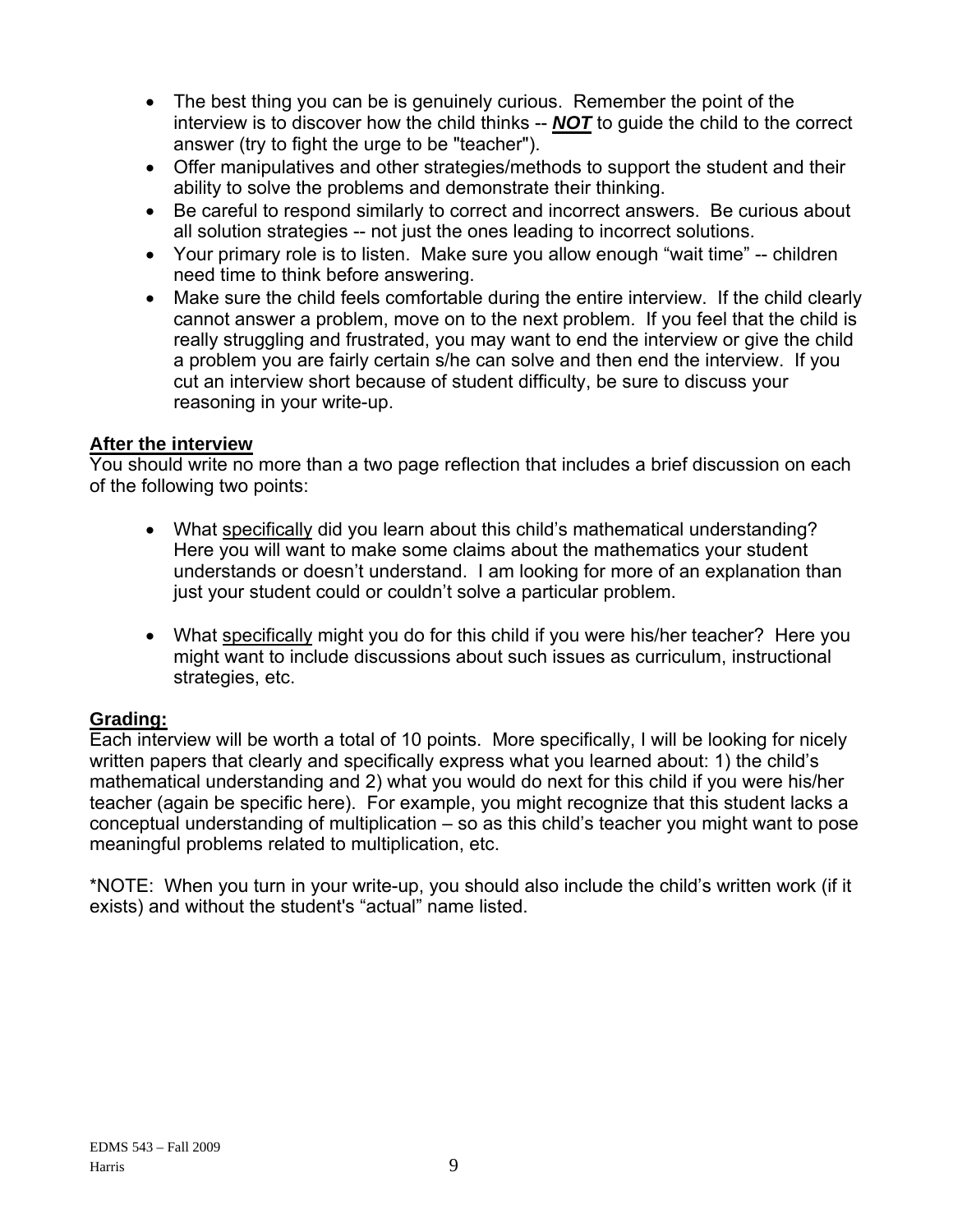- The best thing you can be is genuinely curious. Remember the point of the interview is to discover how the child thinks -- ***NOT*** to guide the child to the correct answer (try to fight the urge to be "teacher").
- Offer manipulatives and other strategies/methods to support the student and their ability to solve the problems and demonstrate their thinking.
- Be careful to respond similarly to correct and incorrect answers. Be curious about all solution strategies -- not just the ones leading to incorrect solutions.
- Your primary role is to listen. Make sure you allow enough "wait time" -- children need time to think before answering.
- Make sure the child feels comfortable during the entire interview. If the child clearly cannot answer a problem, move on to the next problem. If you feel that the child is really struggling and frustrated, you may want to end the interview or give the child a problem you are fairly certain s/he can solve and then end the interview. If you cut an interview short because of student difficulty, be sure to discuss your reasoning in your write-up.

**After the interview**

You should write no more than a two page reflection that includes a brief discussion on each of the following two points:

- What specifically did you learn about this child's mathematical understanding? Here you will want to make some claims about the mathematics your student understands or doesn't understand. I am looking for more of an explanation than just your student could or couldn't solve a particular problem.

- What specifically might you do for this child if you were his/her teacher? Here you might want to include discussions about such issues as curriculum, instructional strategies, etc.

**Grading:**

Each interview will be worth a total of 10 points. More specifically, I will be looking for nicely written papers that clearly and specifically express what you learned about: 1) the child's mathematical understanding and 2) what you would do next for this child if you were his/her teacher (again be specific here). For example, you might recognize that this student lacks a conceptual understanding of multiplication – so as this child's teacher you might want to pose meaningful problems related to multiplication, etc.

*NOTE: When you turn in your write-up, you should also include the child's written work (if it exists) and without the student's "actual" name listed.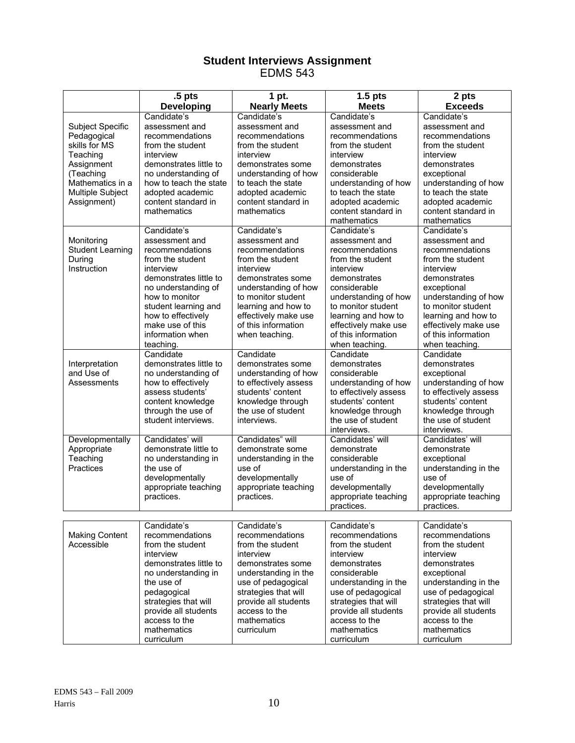# Student Interviews Assignment
## EDMS 543

| | .5 pts<br>Developing | 1 pt.<br>Nearly Meets | 1.5 pts<br>Meets | 2 pts<br>Exceeds |
|---|---|---|---|---|
| Subject Specific Pedagogical skills for MS Teaching Assignment (Teaching Mathematics in a Multiple Subject Assignment) | Candidate's assessment and recommendations from the student interview demonstrates little to no understanding of how to teach the state adopted academic content standard in mathematics | Candidate's assessment and recommendations from the student interview demonstrates some understanding of how to teach the state adopted academic content standard in mathematics | Candidate's assessment and recommendations from the student interview demonstrates considerable understanding of how to teach the state adopted academic content standard in mathematics | Candidate's assessment and recommendations from the student interview demonstrates exceptional understanding of how to teach the state adopted academic content standard in mathematics |
| Monitoring Student Learning During Instruction | Candidate's assessment and recommendations from the student interview demonstrates little to no understanding of how to monitor student learning and how to effectively make use of this information when teaching. | Candidate's assessment and recommendations from the student interview demonstrates some understanding of how to monitor student learning and how to effectively make use of this information when teaching. | Candidate's assessment and recommendations from the student interview demonstrates considerable understanding of how to monitor student learning and how to effectively make use of this information when teaching. | Candidate's assessment and recommendations from the student interview demonstrates exceptional understanding of how to monitor student learning and how to effectively make use of this information when teaching. |
| Interpretation and Use of Assessments | Candidate demonstrates little to no understanding of how to effectively assess students' content knowledge through the use of student interviews. | Candidate demonstrates some understanding of how to effectively assess students' content knowledge through the use of student interviews. | Candidate demonstrates considerable understanding of how to effectively assess students' content knowledge through the use of student interviews. | Candidate demonstrates exceptional understanding of how to effectively assess students' content knowledge through the use of student interviews. |
| Developmentally Appropriate Teaching Practices | Candidates' will demonstrate little to no understanding in the use of developmentally appropriate teaching practices. | Candidates" will demonstrate some understanding in the use of developmentally appropriate teaching practices. | Candidates' will demonstrate considerable understanding in the use of developmentally appropriate teaching practices. | Candidates' will demonstrate exceptional understanding in the use of developmentally appropriate teaching practices. |
| Making Content Accessible | Candidate's recommendations from the student interview demonstrates little to no understanding in the use of pedagogical strategies that will provide all students access to the mathematics curriculum | Candidate's recommendations from the student interview demonstrates some understanding in the use of pedagogical strategies that will provide all students access to the mathematics curriculum | Candidate's recommendations from the student interview demonstrates considerable understanding in the use of pedagogical strategies that will provide all students access to the mathematics curriculum | Candidate's recommendations from the student interview demonstrates exceptional understanding in the use of pedagogical strategies that will provide all students access to the mathematics curriculum |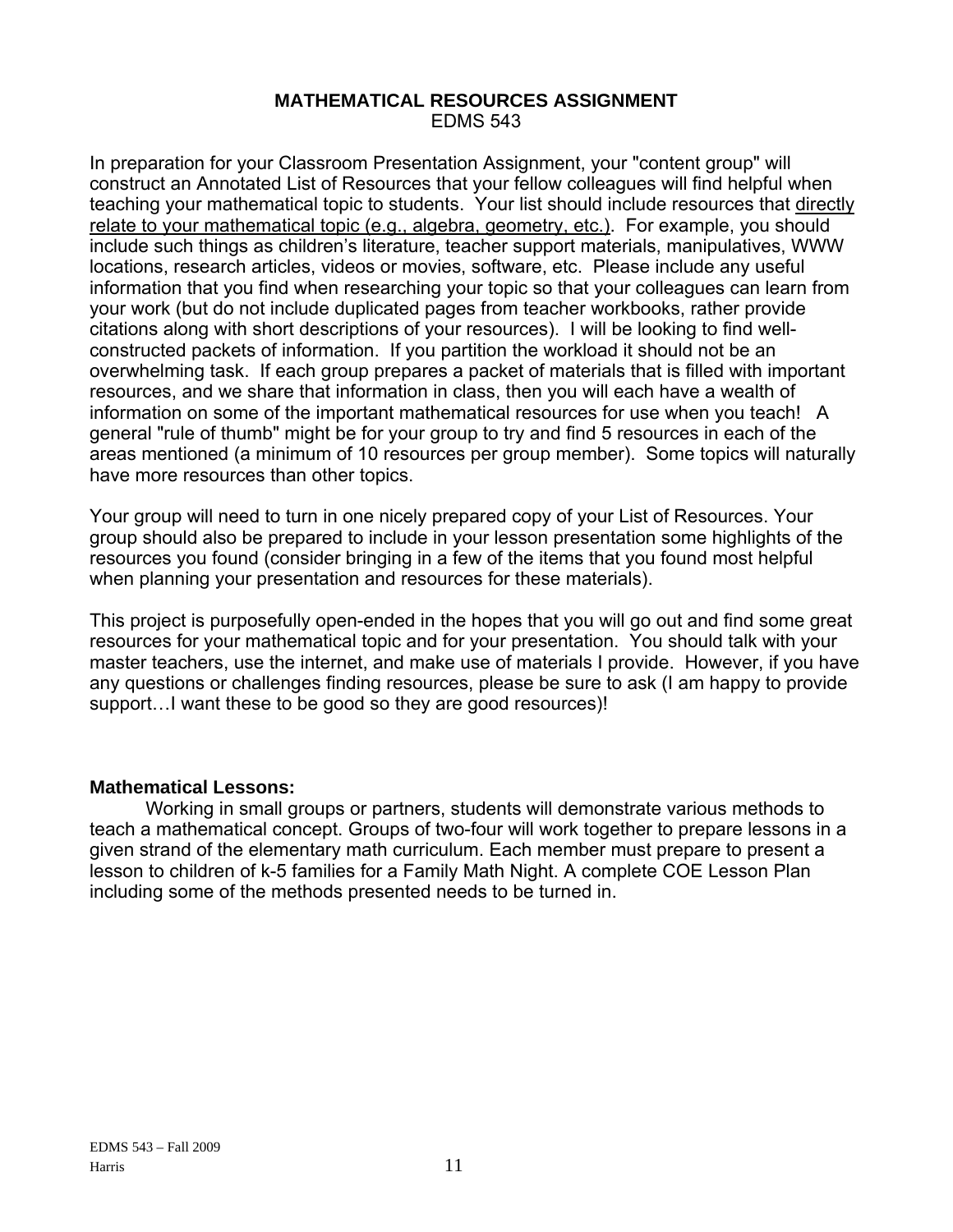## MATHEMATICAL RESOURCES ASSIGNMENT

EDMS 543

In preparation for your Classroom Presentation Assignment, your "content group" will construct an Annotated List of Resources that your fellow colleagues will find helpful when teaching your mathematical topic to students. Your list should include resources that directly relate to your mathematical topic (e.g., algebra, geometry, etc.). For example, you should include such things as children's literature, teacher support materials, manipulatives, WWW locations, research articles, videos or movies, software, etc. Please include any useful information that you find when researching your topic so that your colleagues can learn from your work (but do not include duplicated pages from teacher workbooks, rather provide citations along with short descriptions of your resources). I will be looking to find well-constructed packets of information. If you partition the workload it should not be an overwhelming task. If each group prepares a packet of materials that is filled with important resources, and we share that information in class, then you will each have a wealth of information on some of the important mathematical resources for use when you teach! A general "rule of thumb" might be for your group to try and find 5 resources in each of the areas mentioned (a minimum of 10 resources per group member). Some topics will naturally have more resources than other topics.

Your group will need to turn in one nicely prepared copy of your List of Resources. Your group should also be prepared to include in your lesson presentation some highlights of the resources you found (consider bringing in a few of the items that you found most helpful when planning your presentation and resources for these materials).

This project is purposefully open-ended in the hopes that you will go out and find some great resources for your mathematical topic and for your presentation. You should talk with your master teachers, use the internet, and make use of materials I provide. However, if you have any questions or challenges finding resources, please be sure to ask (I am happy to provide support…I want these to be good so they are good resources)!

**Mathematical Lessons:**

Working in small groups or partners, students will demonstrate various methods to teach a mathematical concept. Groups of two-four will work together to prepare lessons in a given strand of the elementary math curriculum. Each member must prepare to present a lesson to children of k-5 families for a Family Math Night. A complete COE Lesson Plan including some of the methods presented needs to be turned in.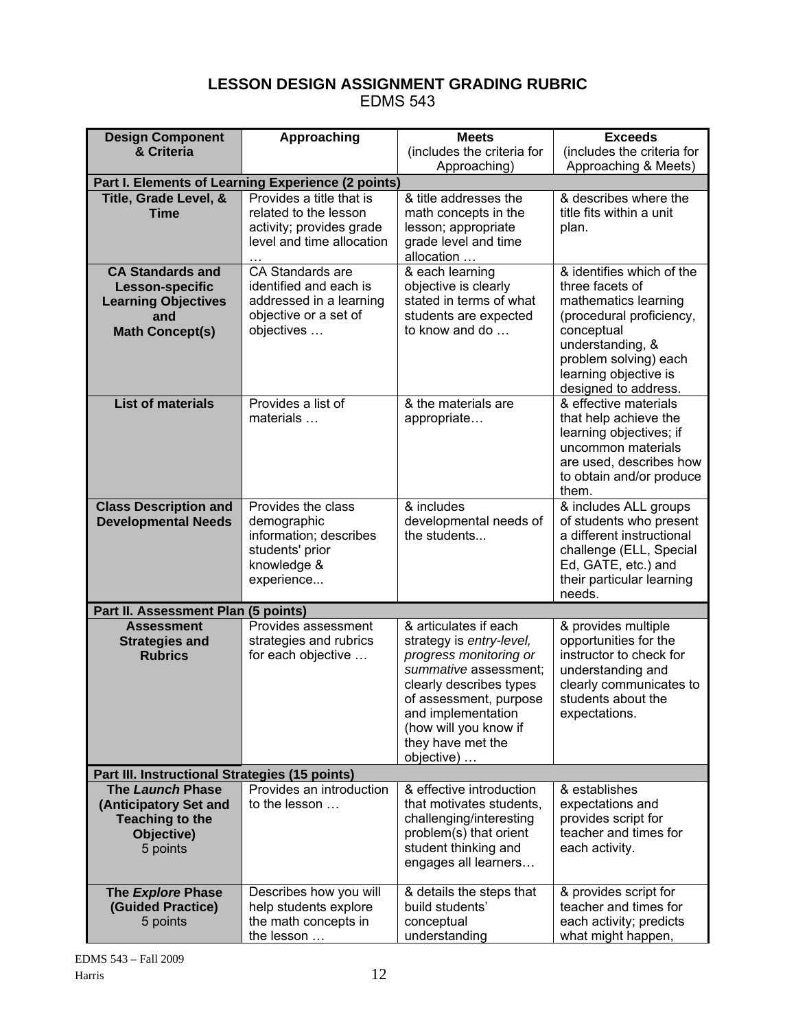# LESSON DESIGN ASSIGNMENT GRADING RUBRIC

EDMS 543

| Design Component & Criteria | Approaching | Meets (includes the criteria for Approaching) | Exceeds (includes the criteria for Approaching & Meets) |
|---|---|---|---|
| **Part I. Elements of Learning Experience (2 points)** | | | |
| **Title, Grade Level, & Time** | Provides a title that is related to the lesson activity; provides grade level and time allocation … | & title addresses the math concepts in the lesson; appropriate grade level and time allocation … | & describes where the title fits within a unit plan. |
| **CA Standards and Lesson-specific Learning Objectives and Math Concept(s)** | CA Standards are identified and each is addressed in a learning objective or a set of objectives … | & each learning objective is clearly stated in terms of what students are expected to know and do … | & identifies which of the three facets of mathematics learning (procedural proficiency, conceptual understanding, & problem solving) each learning objective is designed to address. |
| **List of materials** | Provides a list of materials … | & the materials are appropriate… | & effective materials that help achieve the learning objectives; if uncommon materials are used, describes how to obtain and/or produce them. |
| **Class Description and Developmental Needs** | Provides the class demographic information; describes students' prior knowledge & experience... | & includes developmental needs of the students... | & includes ALL groups of students who present a different instructional challenge (ELL, Special Ed, GATE, etc.) and their particular learning needs. |
| **Part II. Assessment Plan (5 points)** | | | |
| **Assessment Strategies and Rubrics** | Provides assessment strategies and rubrics for each objective … | & articulates if each strategy is *entry-level, progress monitoring or summative* assessment; clearly describes types of assessment, purpose and implementation (how will you know if they have met the objective) … | & provides multiple opportunities for the instructor to check for understanding and clearly communicates to students about the expectations. |
| **Part III. Instructional Strategies (15 points)** | | | |
| **The *Launch* Phase (Anticipatory Set and Teaching to the Objective)** 5 points | Provides an introduction to the lesson … | & effective introduction that motivates students, challenging/interesting problem(s) that orient student thinking and engages all learners… | & establishes expectations and provides script for teacher and times for each activity. |
| **The *Explore* Phase (Guided Practice)** 5 points | Describes how you will help students explore the math concepts in the lesson … | & details the steps that build students' conceptual understanding | & provides script for teacher and times for each activity; predicts what might happen, |

EDMS 543 – Fall 2009
Harris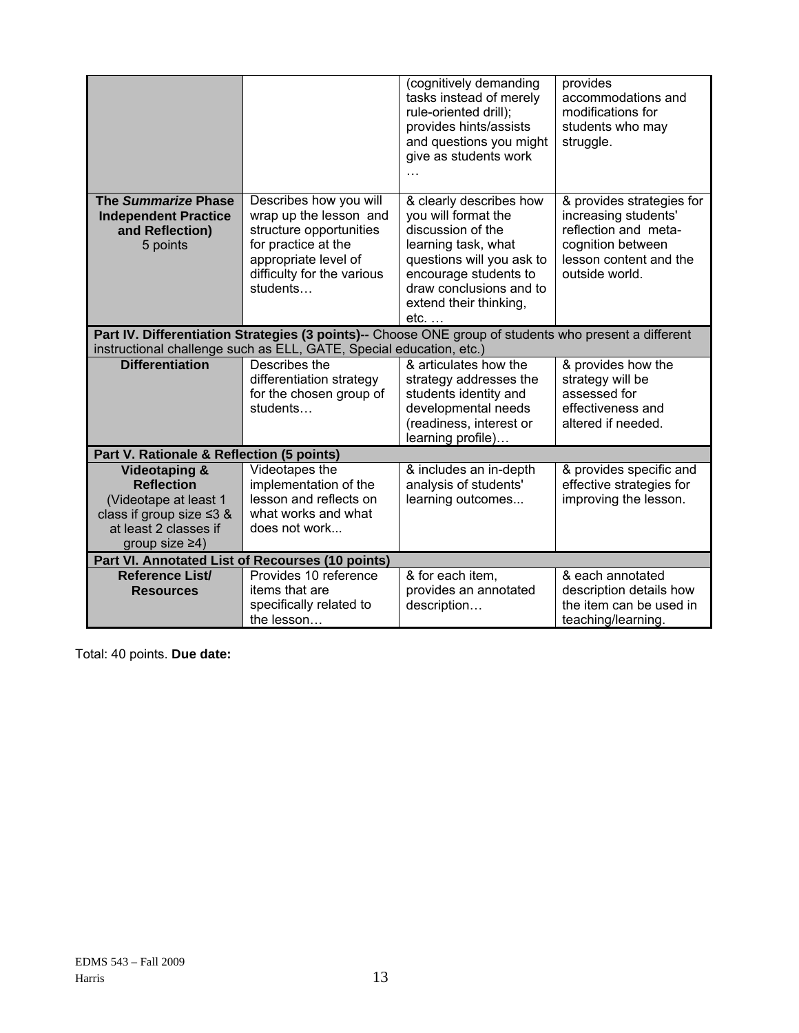| | | | |
|---|---|---|---|
| | | (cognitively demanding tasks instead of merely rule-oriented drill); provides hints/assists and questions you might give as students work … | provides accommodations and modifications for students who may struggle. |
| **The *Summarize* Phase Independent Practice and Reflection)** 5 points | Describes how you will wrap up the lesson and structure opportunities for practice at the appropriate level of difficulty for the various students… | & clearly describes how you will format the discussion of the learning task, what questions will you ask to encourage students to draw conclusions and to extend their thinking, etc. … | & provides strategies for increasing students' reflection and meta-cognition between lesson content and the outside world. |
| **Part IV. Differentiation Strategies (3 points)--** Choose ONE group of students who present a different instructional challenge such as ELL, GATE, Special education, etc.) | | | |
| **Differentiation** | Describes the differentiation strategy for the chosen group of students… | & articulates how the strategy addresses the students identity and developmental needs (readiness, interest or learning profile)… | & provides how the strategy will be assessed for effectiveness and altered if needed. |
| **Part V. Rationale & Reflection (5 points)** | | | |
| **Videotaping & Reflection** (Videotape at least 1 class if group size ≤3 & at least 2 classes if group size ≥4) | Videotapes the implementation of the lesson and reflects on what works and what does not work... | & includes an in-depth analysis of students' learning outcomes... | & provides specific and effective strategies for improving the lesson. |
| **Part VI. Annotated List of Recourses (10 points)** | | | |
| **Reference List/ Resources** | Provides 10 reference items that are specifically related to the lesson… | & for each item, provides an annotated description… | & each annotated description details how the item can be used in teaching/learning. |

Total: 40 points. **Due date:**